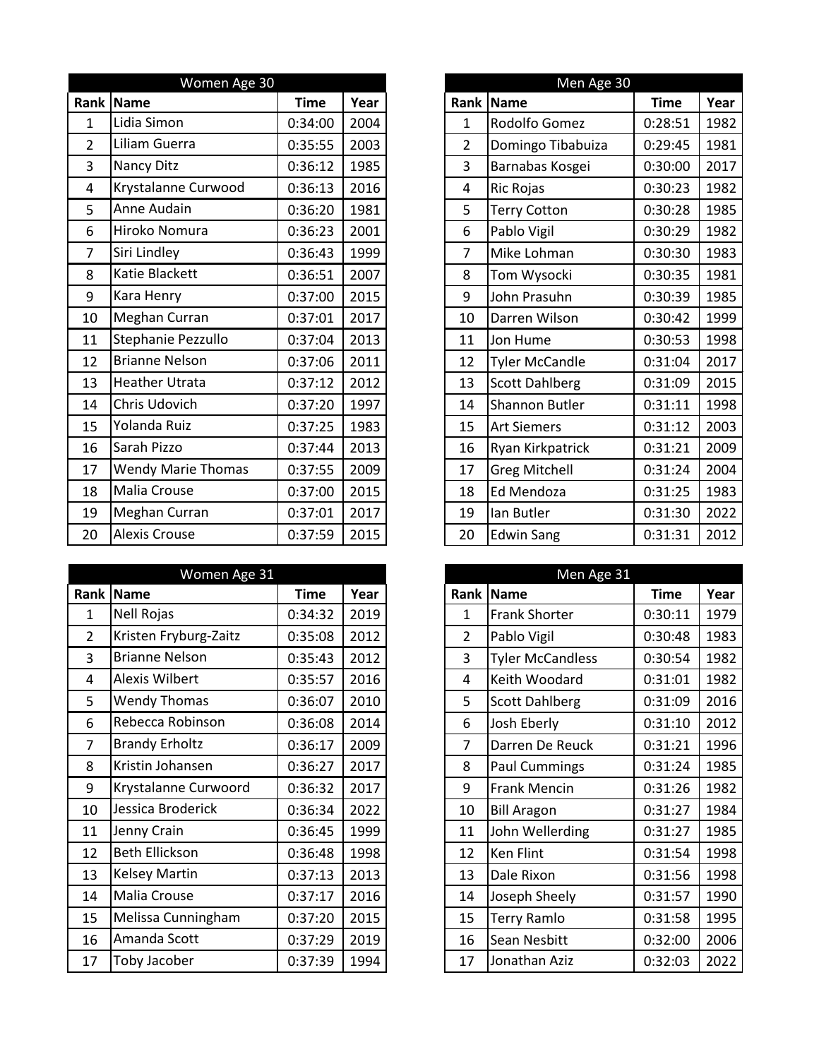| Women Age 30 | | | |
|---|---|---|---|
| Rank | Name | Time | Year |
| 1 | Lidia Simon | 0:34:00 | 2004 |
| 2 | Liliam Guerra | 0:35:55 | 2003 |
| 3 | Nancy Ditz | 0:36:12 | 1985 |
| 4 | Krystalanne Curwood | 0:36:13 | 2016 |
| 5 | Anne Audain | 0:36:20 | 1981 |
| 6 | Hiroko Nomura | 0:36:23 | 2001 |
| 7 | Siri Lindley | 0:36:43 | 1999 |
| 8 | Katie Blackett | 0:36:51 | 2007 |
| 9 | Kara Henry | 0:37:00 | 2015 |
| 10 | Meghan Curran | 0:37:01 | 2017 |
| 11 | Stephanie Pezzullo | 0:37:04 | 2013 |
| 12 | Brianne Nelson | 0:37:06 | 2011 |
| 13 | Heather Utrata | 0:37:12 | 2012 |
| 14 | Chris Udovich | 0:37:20 | 1997 |
| 15 | Yolanda Ruiz | 0:37:25 | 1983 |
| 16 | Sarah Pizzo | 0:37:44 | 2013 |
| 17 | Wendy Marie Thomas | 0:37:55 | 2009 |
| 18 | Malia Crouse | 0:37:00 | 2015 |
| 19 | Meghan Curran | 0:37:01 | 2017 |
| 20 | Alexis Crouse | 0:37:59 | 2015 |

| Men Age 30 | | | |
|---|---|---|---|
| Rank | Name | Time | Year |
| 1 | Rodolfo Gomez | 0:28:51 | 1982 |
| 2 | Domingo Tibabuiza | 0:29:45 | 1981 |
| 3 | Barnabas Kosgei | 0:30:00 | 2017 |
| 4 | Ric Rojas | 0:30:23 | 1982 |
| 5 | Terry Cotton | 0:30:28 | 1985 |
| 6 | Pablo Vigil | 0:30:29 | 1982 |
| 7 | Mike Lohman | 0:30:30 | 1983 |
| 8 | Tom Wysocki | 0:30:35 | 1981 |
| 9 | John Prasuhn | 0:30:39 | 1985 |
| 10 | Darren Wilson | 0:30:42 | 1999 |
| 11 | Jon Hume | 0:30:53 | 1998 |
| 12 | Tyler McCandle | 0:31:04 | 2017 |
| 13 | Scott Dahlberg | 0:31:09 | 2015 |
| 14 | Shannon Butler | 0:31:11 | 1998 |
| 15 | Art Siemers | 0:31:12 | 2003 |
| 16 | Ryan Kirkpatrick | 0:31:21 | 2009 |
| 17 | Greg Mitchell | 0:31:24 | 2004 |
| 18 | Ed Mendoza | 0:31:25 | 1983 |
| 19 | Ian Butler | 0:31:30 | 2022 |
| 20 | Edwin Sang | 0:31:31 | 2012 |

| Women Age 31 | | | |
|---|---|---|---|
| Rank | Name | Time | Year |
| 1 | Nell Rojas | 0:34:32 | 2019 |
| 2 | Kristen Fryburg-Zaitz | 0:35:08 | 2012 |
| 3 | Brianne Nelson | 0:35:43 | 2012 |
| 4 | Alexis Wilbert | 0:35:57 | 2016 |
| 5 | Wendy Thomas | 0:36:07 | 2010 |
| 6 | Rebecca Robinson | 0:36:08 | 2014 |
| 7 | Brandy Erholtz | 0:36:17 | 2009 |
| 8 | Kristin Johansen | 0:36:27 | 2017 |
| 9 | Krystalanne Curwoord | 0:36:32 | 2017 |
| 10 | Jessica Broderick | 0:36:34 | 2022 |
| 11 | Jenny Crain | 0:36:45 | 1999 |
| 12 | Beth Ellickson | 0:36:48 | 1998 |
| 13 | Kelsey Martin | 0:37:13 | 2013 |
| 14 | Malia Crouse | 0:37:17 | 2016 |
| 15 | Melissa Cunningham | 0:37:20 | 2015 |
| 16 | Amanda Scott | 0:37:29 | 2019 |
| 17 | Toby Jacober | 0:37:39 | 1994 |

| Men Age 31 | | | |
|---|---|---|---|
| Rank | Name | Time | Year |
| 1 | Frank Shorter | 0:30:11 | 1979 |
| 2 | Pablo Vigil | 0:30:48 | 1983 |
| 3 | Tyler McCandless | 0:30:54 | 1982 |
| 4 | Keith Woodard | 0:31:01 | 1982 |
| 5 | Scott Dahlberg | 0:31:09 | 2016 |
| 6 | Josh Eberly | 0:31:10 | 2012 |
| 7 | Darren De Reuck | 0:31:21 | 1996 |
| 8 | Paul Cummings | 0:31:24 | 1985 |
| 9 | Frank Mencin | 0:31:26 | 1982 |
| 10 | Bill Aragon | 0:31:27 | 1984 |
| 11 | John Wellerding | 0:31:27 | 1985 |
| 12 | Ken Flint | 0:31:54 | 1998 |
| 13 | Dale Rixon | 0:31:56 | 1998 |
| 14 | Joseph Sheely | 0:31:57 | 1990 |
| 15 | Terry Ramlo | 0:31:58 | 1995 |
| 16 | Sean Nesbitt | 0:32:00 | 2006 |
| 17 | Jonathan Aziz | 0:32:03 | 2022 |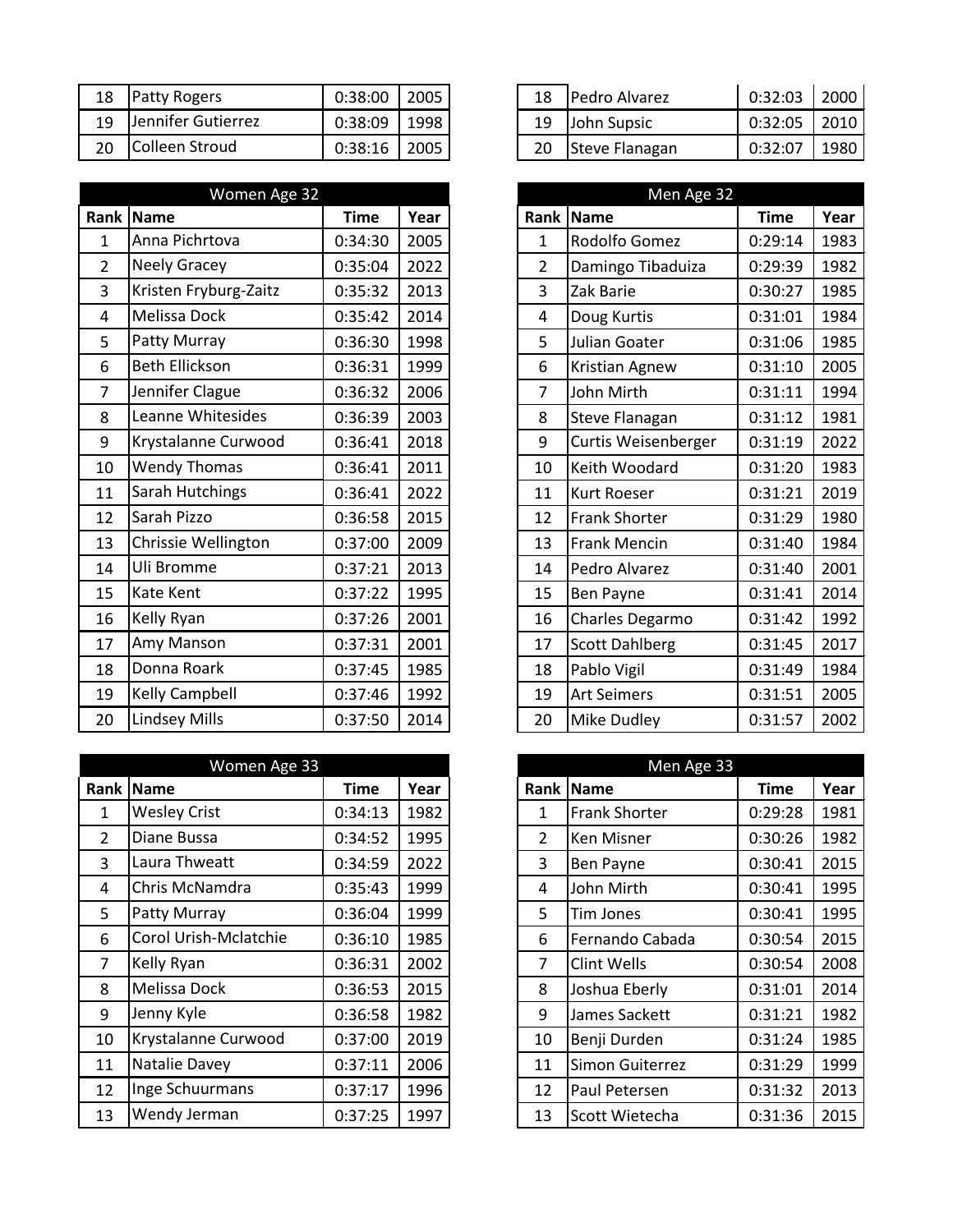| Rank | Name | Time | Year |
|---|---|---|---|
| 18 | Patty Rogers | 0:38:00 | 2005 |
| 19 | Jennifer Gutierrez | 0:38:09 | 1998 |
| 20 | Colleen Stroud | 0:38:16 | 2005 |

| Rank | Name | Time | Year |
|---|---|---|---|
| 18 | Pedro Alvarez | 0:32:03 | 2000 |
| 19 | John Supsic | 0:32:05 | 2010 |
| 20 | Steve Flanagan | 0:32:07 | 1980 |

| Women Age 32 | | | |
|---|---|---|---|
| **Rank** | **Name** | **Time** | **Year** |
| 1 | Anna Pichrtova | 0:34:30 | 2005 |
| 2 | Neely Gracey | 0:35:04 | 2022 |
| 3 | Kristen Fryburg-Zaitz | 0:35:32 | 2013 |
| 4 | Melissa Dock | 0:35:42 | 2014 |
| 5 | Patty Murray | 0:36:30 | 1998 |
| 6 | Beth Ellickson | 0:36:31 | 1999 |
| 7 | Jennifer Clague | 0:36:32 | 2006 |
| 8 | Leanne Whitesides | 0:36:39 | 2003 |
| 9 | Krystalanne Curwood | 0:36:41 | 2018 |
| 10 | Wendy Thomas | 0:36:41 | 2011 |
| 11 | Sarah Hutchings | 0:36:41 | 2022 |
| 12 | Sarah Pizzo | 0:36:58 | 2015 |
| 13 | Chrissie Wellington | 0:37:00 | 2009 |
| 14 | Uli Bromme | 0:37:21 | 2013 |
| 15 | Kate Kent | 0:37:22 | 1995 |
| 16 | Kelly Ryan | 0:37:26 | 2001 |
| 17 | Amy Manson | 0:37:31 | 2001 |
| 18 | Donna Roark | 0:37:45 | 1985 |
| 19 | Kelly Campbell | 0:37:46 | 1992 |
| 20 | Lindsey Mills | 0:37:50 | 2014 |

| Men Age 32 | | | |
|---|---|---|---|
| **Rank** | **Name** | **Time** | **Year** |
| 1 | Rodolfo Gomez | 0:29:14 | 1983 |
| 2 | Damingo Tibaduiza | 0:29:39 | 1982 |
| 3 | Zak Barie | 0:30:27 | 1985 |
| 4 | Doug Kurtis | 0:31:01 | 1984 |
| 5 | Julian Goater | 0:31:06 | 1985 |
| 6 | Kristian Agnew | 0:31:10 | 2005 |
| 7 | John Mirth | 0:31:11 | 1994 |
| 8 | Steve Flanagan | 0:31:12 | 1981 |
| 9 | Curtis Weisenberger | 0:31:19 | 2022 |
| 10 | Keith Woodard | 0:31:20 | 1983 |
| 11 | Kurt Roeser | 0:31:21 | 2019 |
| 12 | Frank Shorter | 0:31:29 | 1980 |
| 13 | Frank Mencin | 0:31:40 | 1984 |
| 14 | Pedro Alvarez | 0:31:40 | 2001 |
| 15 | Ben Payne | 0:31:41 | 2014 |
| 16 | Charles Degarmo | 0:31:42 | 1992 |
| 17 | Scott Dahlberg | 0:31:45 | 2017 |
| 18 | Pablo Vigil | 0:31:49 | 1984 |
| 19 | Art Seimers | 0:31:51 | 2005 |
| 20 | Mike Dudley | 0:31:57 | 2002 |

| Women Age 33 | | | |
|---|---|---|---|
| **Rank** | **Name** | **Time** | **Year** |
| 1 | Wesley Crist | 0:34:13 | 1982 |
| 2 | Diane Bussa | 0:34:52 | 1995 |
| 3 | Laura Thweatt | 0:34:59 | 2022 |
| 4 | Chris McNamdra | 0:35:43 | 1999 |
| 5 | Patty Murray | 0:36:04 | 1999 |
| 6 | Corol Urish-Mclatchie | 0:36:10 | 1985 |
| 7 | Kelly Ryan | 0:36:31 | 2002 |
| 8 | Melissa Dock | 0:36:53 | 2015 |
| 9 | Jenny Kyle | 0:36:58 | 1982 |
| 10 | Krystalanne Curwood | 0:37:00 | 2019 |
| 11 | Natalie Davey | 0:37:11 | 2006 |
| 12 | Inge Schuurmans | 0:37:17 | 1996 |
| 13 | Wendy Jerman | 0:37:25 | 1997 |

| Men Age 33 | | | |
|---|---|---|---|
| **Rank** | **Name** | **Time** | **Year** |
| 1 | Frank Shorter | 0:29:28 | 1981 |
| 2 | Ken Misner | 0:30:26 | 1982 |
| 3 | Ben Payne | 0:30:41 | 2015 |
| 4 | John Mirth | 0:30:41 | 1995 |
| 5 | Tim Jones | 0:30:41 | 1995 |
| 6 | Fernando Cabada | 0:30:54 | 2015 |
| 7 | Clint Wells | 0:30:54 | 2008 |
| 8 | Joshua Eberly | 0:31:01 | 2014 |
| 9 | James Sackett | 0:31:21 | 1982 |
| 10 | Benji Durden | 0:31:24 | 1985 |
| 11 | Simon Guiterrez | 0:31:29 | 1999 |
| 12 | Paul Petersen | 0:31:32 | 2013 |
| 13 | Scott Wietecha | 0:31:36 | 2015 |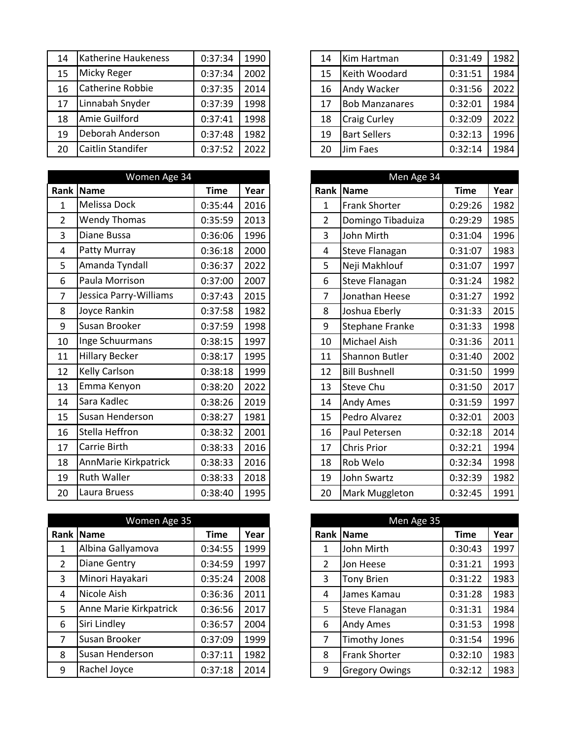| Rank | Name | Time | Year |
|---|---|---|---|
| 14 | Katherine Haukeness | 0:37:34 | 1990 |
| 15 | Micky Reger | 0:37:34 | 2002 |
| 16 | Catherine Robbie | 0:37:35 | 2014 |
| 17 | Linnabah Snyder | 0:37:39 | 1998 |
| 18 | Amie Guilford | 0:37:41 | 1998 |
| 19 | Deborah Anderson | 0:37:48 | 1982 |
| 20 | Caitlin Standifer | 0:37:52 | 2022 |

| Rank | Name | Time | Year |
|---|---|---|---|
| 14 | Kim Hartman | 0:31:49 | 1982 |
| 15 | Keith Woodard | 0:31:51 | 1984 |
| 16 | Andy Wacker | 0:31:56 | 2022 |
| 17 | Bob Manzanares | 0:32:01 | 1984 |
| 18 | Craig Curley | 0:32:09 | 2022 |
| 19 | Bart Sellers | 0:32:13 | 1996 |
| 20 | Jim Faes | 0:32:14 | 1984 |

| Women Age 34 | | | |
|---|---|---|---|
| Rank | Name | Time | Year |
| 1 | Melissa Dock | 0:35:44 | 2016 |
| 2 | Wendy Thomas | 0:35:59 | 2013 |
| 3 | Diane Bussa | 0:36:06 | 1996 |
| 4 | Patty Murray | 0:36:18 | 2000 |
| 5 | Amanda Tyndall | 0:36:37 | 2022 |
| 6 | Paula Morrison | 0:37:00 | 2007 |
| 7 | Jessica Parry-Williams | 0:37:43 | 2015 |
| 8 | Joyce Rankin | 0:37:58 | 1982 |
| 9 | Susan Brooker | 0:37:59 | 1998 |
| 10 | Inge Schuurmans | 0:38:15 | 1997 |
| 11 | Hillary Becker | 0:38:17 | 1995 |
| 12 | Kelly Carlson | 0:38:18 | 1999 |
| 13 | Emma Kenyon | 0:38:20 | 2022 |
| 14 | Sara Kadlec | 0:38:26 | 2019 |
| 15 | Susan Henderson | 0:38:27 | 1981 |
| 16 | Stella Heffron | 0:38:32 | 2001 |
| 17 | Carrie Birth | 0:38:33 | 2016 |
| 18 | AnnMarie Kirkpatrick | 0:38:33 | 2016 |
| 19 | Ruth Waller | 0:38:33 | 2018 |
| 20 | Laura Bruess | 0:38:40 | 1995 |

| Men Age 34 | | | |
|---|---|---|---|
| Rank | Name | Time | Year |
| 1 | Frank Shorter | 0:29:26 | 1982 |
| 2 | Domingo Tibaduiza | 0:29:29 | 1985 |
| 3 | John Mirth | 0:31:04 | 1996 |
| 4 | Steve Flanagan | 0:31:07 | 1983 |
| 5 | Neji Makhlouf | 0:31:07 | 1997 |
| 6 | Steve Flanagan | 0:31:24 | 1982 |
| 7 | Jonathan Heese | 0:31:27 | 1992 |
| 8 | Joshua Eberly | 0:31:33 | 2015 |
| 9 | Stephane Franke | 0:31:33 | 1998 |
| 10 | Michael Aish | 0:31:36 | 2011 |
| 11 | Shannon Butler | 0:31:40 | 2002 |
| 12 | Bill Bushnell | 0:31:50 | 1999 |
| 13 | Steve Chu | 0:31:50 | 2017 |
| 14 | Andy Ames | 0:31:59 | 1997 |
| 15 | Pedro Alvarez | 0:32:01 | 2003 |
| 16 | Paul Petersen | 0:32:18 | 2014 |
| 17 | Chris Prior | 0:32:21 | 1994 |
| 18 | Rob Welo | 0:32:34 | 1998 |
| 19 | John Swartz | 0:32:39 | 1982 |
| 20 | Mark Muggleton | 0:32:45 | 1991 |

| Women Age 35 | | | |
|---|---|---|---|
| Rank | Name | Time | Year |
| 1 | Albina Gallyamova | 0:34:55 | 1999 |
| 2 | Diane Gentry | 0:34:59 | 1997 |
| 3 | Minori Hayakari | 0:35:24 | 2008 |
| 4 | Nicole Aish | 0:36:36 | 2011 |
| 5 | Anne Marie Kirkpatrick | 0:36:56 | 2017 |
| 6 | Siri Lindley | 0:36:57 | 2004 |
| 7 | Susan Brooker | 0:37:09 | 1999 |
| 8 | Susan Henderson | 0:37:11 | 1982 |
| 9 | Rachel Joyce | 0:37:18 | 2014 |

| Men Age 35 | | | |
|---|---|---|---|
| Rank | Name | Time | Year |
| 1 | John Mirth | 0:30:43 | 1997 |
| 2 | Jon Heese | 0:31:21 | 1993 |
| 3 | Tony Brien | 0:31:22 | 1983 |
| 4 | James Kamau | 0:31:28 | 1983 |
| 5 | Steve Flanagan | 0:31:31 | 1984 |
| 6 | Andy Ames | 0:31:53 | 1998 |
| 7 | Timothy Jones | 0:31:54 | 1996 |
| 8 | Frank Shorter | 0:32:10 | 1983 |
| 9 | Gregory Owings | 0:32:12 | 1983 |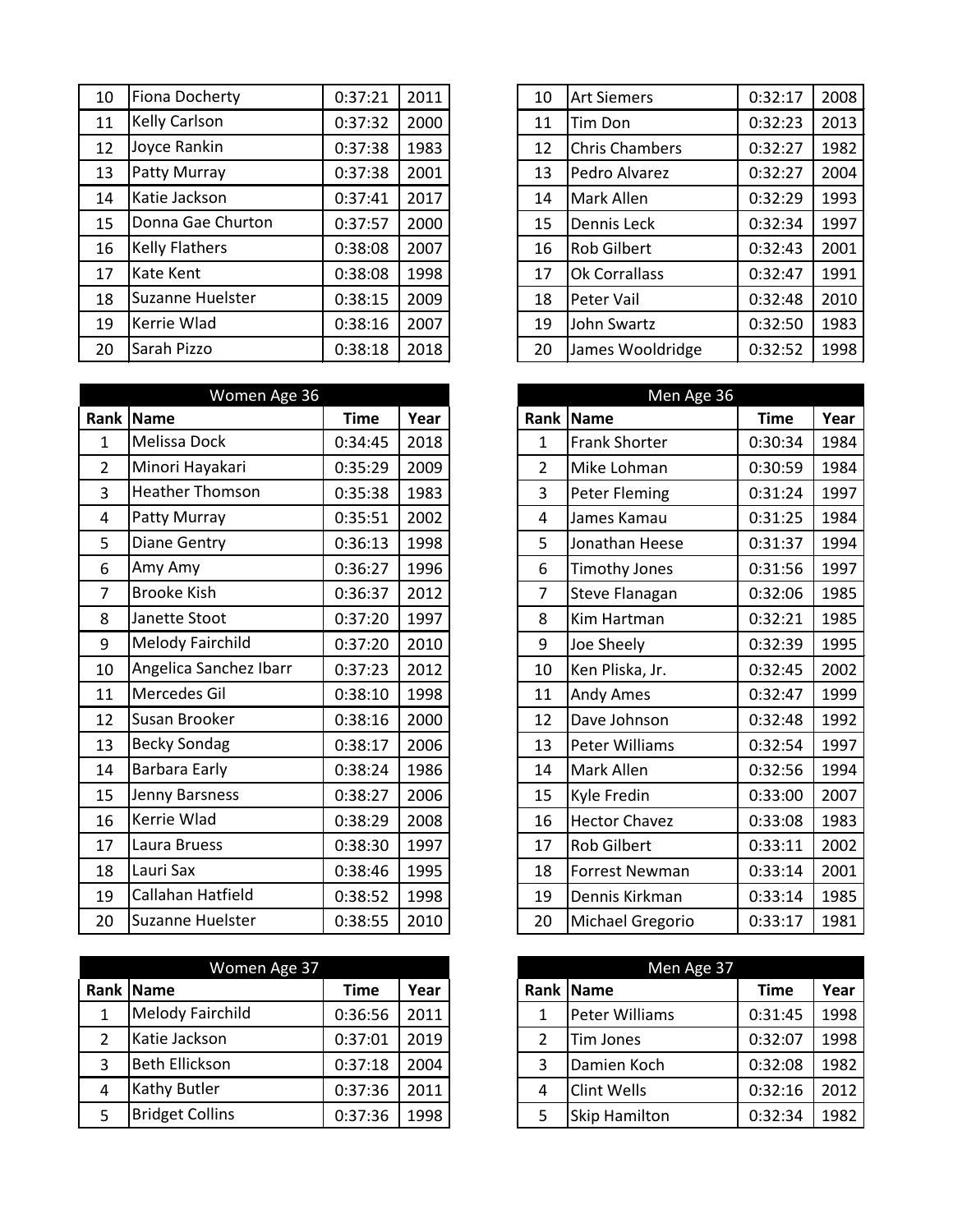| Rank | Name | Time | Year |
|---|---|---|---|
| 10 | Fiona Docherty | 0:37:21 | 2011 |
| 11 | Kelly Carlson | 0:37:32 | 2000 |
| 12 | Joyce Rankin | 0:37:38 | 1983 |
| 13 | Patty Murray | 0:37:38 | 2001 |
| 14 | Katie Jackson | 0:37:41 | 2017 |
| 15 | Donna Gae Churton | 0:37:57 | 2000 |
| 16 | Kelly Flathers | 0:38:08 | 2007 |
| 17 | Kate Kent | 0:38:08 | 1998 |
| 18 | Suzanne Huelster | 0:38:15 | 2009 |
| 19 | Kerrie Wlad | 0:38:16 | 2007 |
| 20 | Sarah Pizzo | 0:38:18 | 2018 |

| Rank | Name | Time | Year |
|---|---|---|---|
| 10 | Art Siemers | 0:32:17 | 2008 |
| 11 | Tim Don | 0:32:23 | 2013 |
| 12 | Chris Chambers | 0:32:27 | 1982 |
| 13 | Pedro Alvarez | 0:32:27 | 2004 |
| 14 | Mark Allen | 0:32:29 | 1993 |
| 15 | Dennis Leck | 0:32:34 | 1997 |
| 16 | Rob Gilbert | 0:32:43 | 2001 |
| 17 | Ok Corrallass | 0:32:47 | 1991 |
| 18 | Peter Vail | 0:32:48 | 2010 |
| 19 | John Swartz | 0:32:50 | 1983 |
| 20 | James Wooldridge | 0:32:52 | 1998 |

| Women Age 36 | | | |
|---|---|---|---|
| Rank | Name | Time | Year |
| 1 | Melissa Dock | 0:34:45 | 2018 |
| 2 | Minori Hayakari | 0:35:29 | 2009 |
| 3 | Heather Thomson | 0:35:38 | 1983 |
| 4 | Patty Murray | 0:35:51 | 2002 |
| 5 | Diane Gentry | 0:36:13 | 1998 |
| 6 | Amy Amy | 0:36:27 | 1996 |
| 7 | Brooke Kish | 0:36:37 | 2012 |
| 8 | Janette Stoot | 0:37:20 | 1997 |
| 9 | Melody Fairchild | 0:37:20 | 2010 |
| 10 | Angelica Sanchez Ibarr | 0:37:23 | 2012 |
| 11 | Mercedes Gil | 0:38:10 | 1998 |
| 12 | Susan Brooker | 0:38:16 | 2000 |
| 13 | Becky Sondag | 0:38:17 | 2006 |
| 14 | Barbara Early | 0:38:24 | 1986 |
| 15 | Jenny Barsness | 0:38:27 | 2006 |
| 16 | Kerrie Wlad | 0:38:29 | 2008 |
| 17 | Laura Bruess | 0:38:30 | 1997 |
| 18 | Lauri Sax | 0:38:46 | 1995 |
| 19 | Callahan Hatfield | 0:38:52 | 1998 |
| 20 | Suzanne Huelster | 0:38:55 | 2010 |

| Men Age 36 | | | |
|---|---|---|---|
| Rank | Name | Time | Year |
| 1 | Frank Shorter | 0:30:34 | 1984 |
| 2 | Mike Lohman | 0:30:59 | 1984 |
| 3 | Peter Fleming | 0:31:24 | 1997 |
| 4 | James Kamau | 0:31:25 | 1984 |
| 5 | Jonathan Heese | 0:31:37 | 1994 |
| 6 | Timothy Jones | 0:31:56 | 1997 |
| 7 | Steve Flanagan | 0:32:06 | 1985 |
| 8 | Kim Hartman | 0:32:21 | 1985 |
| 9 | Joe Sheely | 0:32:39 | 1995 |
| 10 | Ken Pliska, Jr. | 0:32:45 | 2002 |
| 11 | Andy Ames | 0:32:47 | 1999 |
| 12 | Dave Johnson | 0:32:48 | 1992 |
| 13 | Peter Williams | 0:32:54 | 1997 |
| 14 | Mark Allen | 0:32:56 | 1994 |
| 15 | Kyle Fredin | 0:33:00 | 2007 |
| 16 | Hector Chavez | 0:33:08 | 1983 |
| 17 | Rob Gilbert | 0:33:11 | 2002 |
| 18 | Forrest Newman | 0:33:14 | 2001 |
| 19 | Dennis Kirkman | 0:33:14 | 1985 |
| 20 | Michael Gregorio | 0:33:17 | 1981 |

| Women Age 37 | | | |
|---|---|---|---|
| Rank | Name | Time | Year |
| 1 | Melody Fairchild | 0:36:56 | 2011 |
| 2 | Katie Jackson | 0:37:01 | 2019 |
| 3 | Beth Ellickson | 0:37:18 | 2004 |
| 4 | Kathy Butler | 0:37:36 | 2011 |
| 5 | Bridget Collins | 0:37:36 | 1998 |

| Men Age 37 | | | |
|---|---|---|---|
| Rank | Name | Time | Year |
| 1 | Peter Williams | 0:31:45 | 1998 |
| 2 | Tim Jones | 0:32:07 | 1998 |
| 3 | Damien Koch | 0:32:08 | 1982 |
| 4 | Clint Wells | 0:32:16 | 2012 |
| 5 | Skip Hamilton | 0:32:34 | 1982 |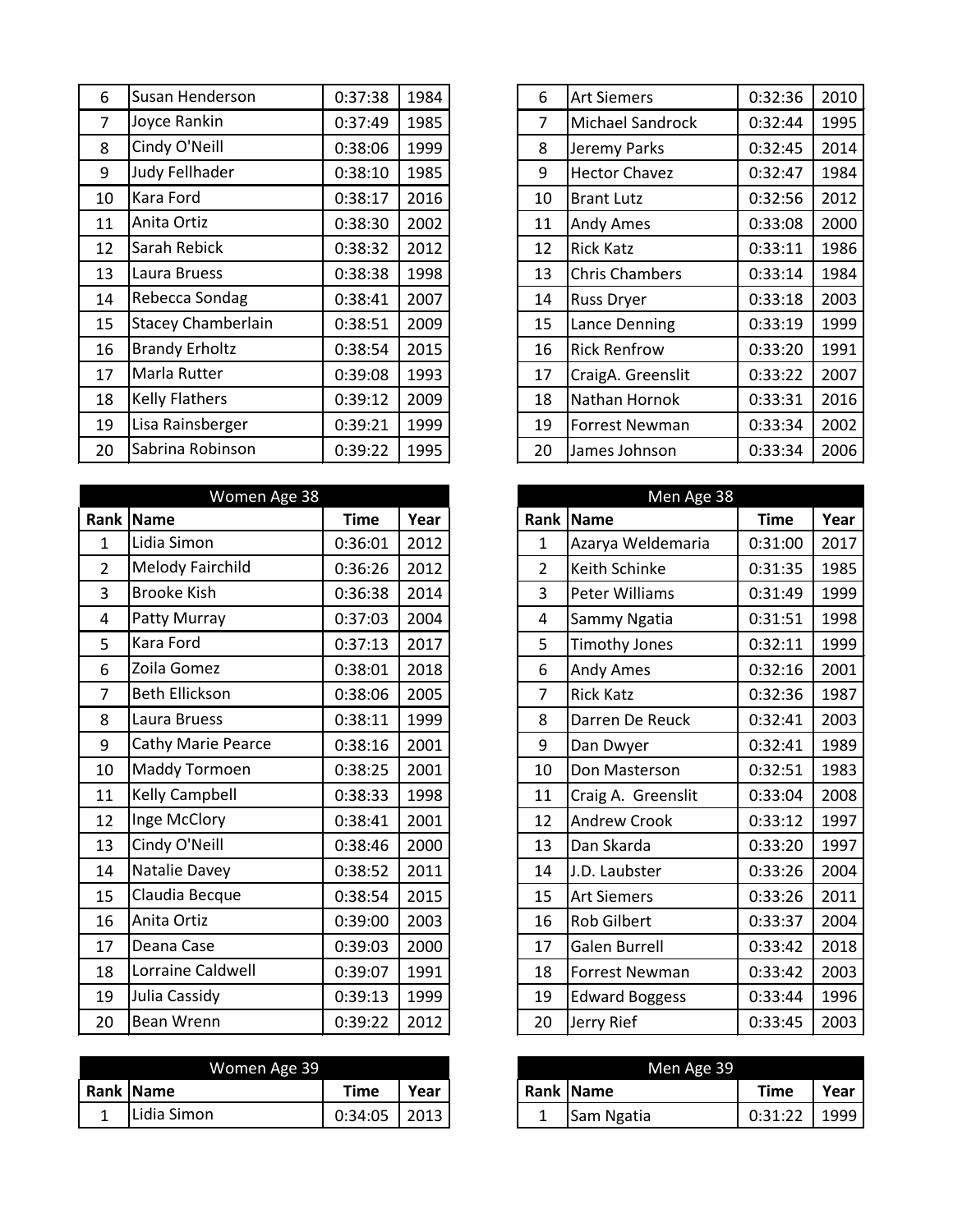| Rank | Name | Time | Year |
|---|---|---|---|
| 6 | Susan Henderson | 0:37:38 | 1984 |
| 7 | Joyce Rankin | 0:37:49 | 1985 |
| 8 | Cindy O'Neill | 0:38:06 | 1999 |
| 9 | Judy Fellhader | 0:38:10 | 1985 |
| 10 | Kara Ford | 0:38:17 | 2016 |
| 11 | Anita Ortiz | 0:38:30 | 2002 |
| 12 | Sarah Rebick | 0:38:32 | 2012 |
| 13 | Laura Bruess | 0:38:38 | 1998 |
| 14 | Rebecca Sondag | 0:38:41 | 2007 |
| 15 | Stacey Chamberlain | 0:38:51 | 2009 |
| 16 | Brandy Erholtz | 0:38:54 | 2015 |
| 17 | Marla Rutter | 0:39:08 | 1993 |
| 18 | Kelly Flathers | 0:39:12 | 2009 |
| 19 | Lisa Rainsberger | 0:39:21 | 1999 |
| 20 | Sabrina Robinson | 0:39:22 | 1995 |

| Rank | Name | Time | Year |
|---|---|---|---|
| 6 | Art Siemers | 0:32:36 | 2010 |
| 7 | Michael Sandrock | 0:32:44 | 1995 |
| 8 | Jeremy Parks | 0:32:45 | 2014 |
| 9 | Hector Chavez | 0:32:47 | 1984 |
| 10 | Brant Lutz | 0:32:56 | 2012 |
| 11 | Andy Ames | 0:33:08 | 2000 |
| 12 | Rick Katz | 0:33:11 | 1986 |
| 13 | Chris Chambers | 0:33:14 | 1984 |
| 14 | Russ Dryer | 0:33:18 | 2003 |
| 15 | Lance Denning | 0:33:19 | 1999 |
| 16 | Rick Renfrow | 0:33:20 | 1991 |
| 17 | CraigA. Greenslit | 0:33:22 | 2007 |
| 18 | Nathan Hornok | 0:33:31 | 2016 |
| 19 | Forrest Newman | 0:33:34 | 2002 |
| 20 | James Johnson | 0:33:34 | 2006 |

## Women Age 38

| Rank | Name | Time | Year |
|---|---|---|---|
| 1 | Lidia Simon | 0:36:01 | 2012 |
| 2 | Melody Fairchild | 0:36:26 | 2012 |
| 3 | Brooke Kish | 0:36:38 | 2014 |
| 4 | Patty Murray | 0:37:03 | 2004 |
| 5 | Kara Ford | 0:37:13 | 2017 |
| 6 | Zoila Gomez | 0:38:01 | 2018 |
| 7 | Beth Ellickson | 0:38:06 | 2005 |
| 8 | Laura Bruess | 0:38:11 | 1999 |
| 9 | Cathy Marie Pearce | 0:38:16 | 2001 |
| 10 | Maddy Tormoen | 0:38:25 | 2001 |
| 11 | Kelly Campbell | 0:38:33 | 1998 |
| 12 | Inge McClory | 0:38:41 | 2001 |
| 13 | Cindy O'Neill | 0:38:46 | 2000 |
| 14 | Natalie Davey | 0:38:52 | 2011 |
| 15 | Claudia Becque | 0:38:54 | 2015 |
| 16 | Anita Ortiz | 0:39:00 | 2003 |
| 17 | Deana Case | 0:39:03 | 2000 |
| 18 | Lorraine Caldwell | 0:39:07 | 1991 |
| 19 | Julia Cassidy | 0:39:13 | 1999 |
| 20 | Bean Wrenn | 0:39:22 | 2012 |

## Men Age 38

| Rank | Name | Time | Year |
|---|---|---|---|
| 1 | Azarya Weldemaria | 0:31:00 | 2017 |
| 2 | Keith Schinke | 0:31:35 | 1985 |
| 3 | Peter Williams | 0:31:49 | 1999 |
| 4 | Sammy Ngatia | 0:31:51 | 1998 |
| 5 | Timothy Jones | 0:32:11 | 1999 |
| 6 | Andy Ames | 0:32:16 | 2001 |
| 7 | Rick Katz | 0:32:36 | 1987 |
| 8 | Darren De Reuck | 0:32:41 | 2003 |
| 9 | Dan Dwyer | 0:32:41 | 1989 |
| 10 | Don Masterson | 0:32:51 | 1983 |
| 11 | Craig A.  Greenslit | 0:33:04 | 2008 |
| 12 | Andrew Crook | 0:33:12 | 1997 |
| 13 | Dan Skarda | 0:33:20 | 1997 |
| 14 | J.D. Laubster | 0:33:26 | 2004 |
| 15 | Art Siemers | 0:33:26 | 2011 |
| 16 | Rob Gilbert | 0:33:37 | 2004 |
| 17 | Galen Burrell | 0:33:42 | 2018 |
| 18 | Forrest Newman | 0:33:42 | 2003 |
| 19 | Edward Boggess | 0:33:44 | 1996 |
| 20 | Jerry Rief | 0:33:45 | 2003 |

## Women Age 39

| Rank | Name | Time | Year |
|---|---|---|---|
| 1 | Lidia Simon | 0:34:05 | 2013 |

## Men Age 39

| Rank | Name | Time | Year |
|---|---|---|---|
| 1 | Sam Ngatia | 0:31:22 | 1999 |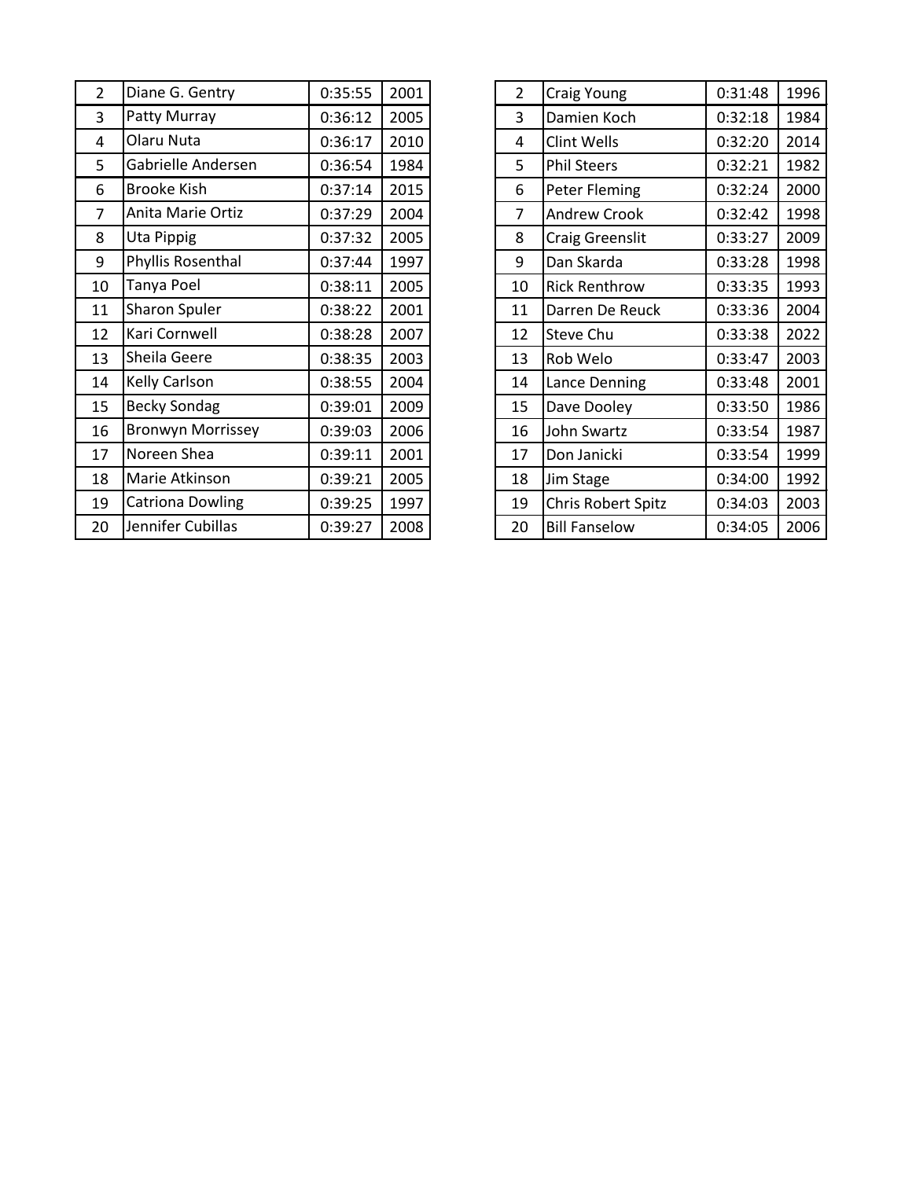| | | | |
|---|---|---|---|
| 2 | Diane G. Gentry | 0:35:55 | 2001 |
| 3 | Patty Murray | 0:36:12 | 2005 |
| 4 | Olaru Nuta | 0:36:17 | 2010 |
| 5 | Gabrielle Andersen | 0:36:54 | 1984 |
| 6 | Brooke Kish | 0:37:14 | 2015 |
| 7 | Anita Marie Ortiz | 0:37:29 | 2004 |
| 8 | Uta Pippig | 0:37:32 | 2005 |
| 9 | Phyllis Rosenthal | 0:37:44 | 1997 |
| 10 | Tanya Poel | 0:38:11 | 2005 |
| 11 | Sharon Spuler | 0:38:22 | 2001 |
| 12 | Kari Cornwell | 0:38:28 | 2007 |
| 13 | Sheila Geere | 0:38:35 | 2003 |
| 14 | Kelly Carlson | 0:38:55 | 2004 |
| 15 | Becky Sondag | 0:39:01 | 2009 |
| 16 | Bronwyn Morrissey | 0:39:03 | 2006 |
| 17 | Noreen Shea | 0:39:11 | 2001 |
| 18 | Marie Atkinson | 0:39:21 | 2005 |
| 19 | Catriona Dowling | 0:39:25 | 1997 |
| 20 | Jennifer Cubillas | 0:39:27 | 2008 |

| | | | |
|---|---|---|---|
| 2 | Craig Young | 0:31:48 | 1996 |
| 3 | Damien Koch | 0:32:18 | 1984 |
| 4 | Clint Wells | 0:32:20 | 2014 |
| 5 | Phil Steers | 0:32:21 | 1982 |
| 6 | Peter Fleming | 0:32:24 | 2000 |
| 7 | Andrew Crook | 0:32:42 | 1998 |
| 8 | Craig Greenslit | 0:33:27 | 2009 |
| 9 | Dan Skarda | 0:33:28 | 1998 |
| 10 | Rick Renthrow | 0:33:35 | 1993 |
| 11 | Darren De Reuck | 0:33:36 | 2004 |
| 12 | Steve Chu | 0:33:38 | 2022 |
| 13 | Rob Welo | 0:33:47 | 2003 |
| 14 | Lance Denning | 0:33:48 | 2001 |
| 15 | Dave Dooley | 0:33:50 | 1986 |
| 16 | John Swartz | 0:33:54 | 1987 |
| 17 | Don Janicki | 0:33:54 | 1999 |
| 18 | Jim Stage | 0:34:00 | 1992 |
| 19 | Chris Robert Spitz | 0:34:03 | 2003 |
| 20 | Bill Fanselow | 0:34:05 | 2006 |